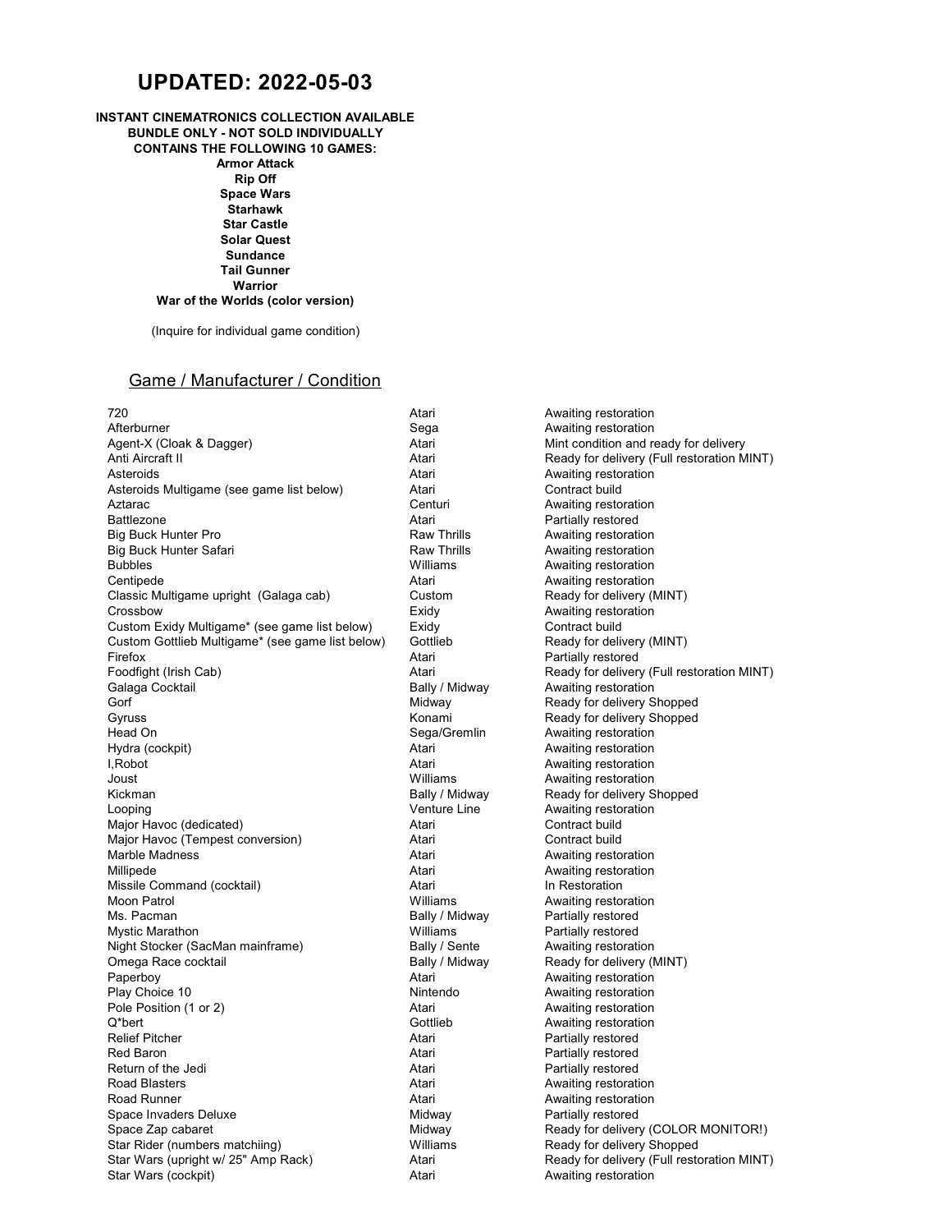# UPDATED: 2022-05-03

**INSTANT CINEMATRONICS COLLECTION AVAILABLE**
**BUNDLE ONLY - NOT SOLD INDIVIDUALLY**
**CONTAINS THE FOLLOWING 10 GAMES:**

**Armor Attack**
**Rip Off**
**Space Wars**
**Starhawk**
**Star Castle**
**Solar Quest**
**Sundance**
**Tail Gunner**
**Warrior**
**War of the Worlds (color version)**

(Inquire for individual game condition)

## Game / Manufacturer / Condition

| Game | Manufacturer | Condition |
|---|---|---|
| 720 | Atari | Awaiting restoration |
| Afterburner | Sega | Awaiting restoration |
| Agent-X (Cloak & Dagger) | Atari | Mint condition and ready for delivery |
| Anti Aircraft II | Atari | Ready for delivery (Full restoration MINT) |
| Asteroids | Atari | Awaiting restoration |
| Asteroids Multigame (see game list below) | Atari | Contract build |
| Aztarac | Centuri | Awaiting restoration |
| Battlezone | Atari | Partially restored |
| Big Buck Hunter Pro | Raw Thrills | Awaiting restoration |
| Big Buck Hunter Safari | Raw Thrills | Awaiting restoration |
| Bubbles | Williams | Awaiting restoration |
| Centipede | Atari | Awaiting restoration |
| Classic Multigame upright (Galaga cab) | Custom | Ready for delivery (MINT) |
| Crossbow | Exidy | Awaiting restoration |
| Custom Exidy Multigame* (see game list below) | Exidy | Contract build |
| Custom Gottlieb Multigame* (see game list below) | Gottlieb | Ready for delivery (MINT) |
| Firefox | Atari | Partially restored |
| Foodfight (Irish Cab) | Atari | Ready for delivery (Full restoration MINT) |
| Galaga Cocktail | Bally / Midway | Awaiting restoration |
| Gorf | Midway | Ready for delivery Shopped |
| Gyruss | Konami | Ready for delivery Shopped |
| Head On | Sega/Gremlin | Awaiting restoration |
| Hydra (cockpit) | Atari | Awaiting restoration |
| I,Robot | Atari | Awaiting restoration |
| Joust | Williams | Awaiting restoration |
| Kickman | Bally / Midway | Ready for delivery Shopped |
| Looping | Venture Line | Awaiting restoration |
| Major Havoc (dedicated) | Atari | Contract build |
| Major Havoc (Tempest conversion) | Atari | Contract build |
| Marble Madness | Atari | Awaiting restoration |
| Millipede | Atari | Awaiting restoration |
| Missile Command (cocktail) | Atari | In Restoration |
| Moon Patrol | Williams | Awaiting restoration |
| Ms. Pacman | Bally / Midway | Partially restored |
| Mystic Marathon | Williams | Partially restored |
| Night Stocker (SacMan mainframe) | Bally / Sente | Awaiting restoration |
| Omega Race cocktail | Bally / Midway | Ready for delivery (MINT) |
| Paperboy | Atari | Awaiting restoration |
| Play Choice 10 | Nintendo | Awaiting restoration |
| Pole Position (1 or 2) | Atari | Awaiting restoration |
| Q*bert | Gottlieb | Awaiting restoration |
| Relief Pitcher | Atari | Partially restored |
| Red Baron | Atari | Partially restored |
| Return of the Jedi | Atari | Partially restored |
| Road Blasters | Atari | Awaiting restoration |
| Road Runner | Atari | Awaiting restoration |
| Space Invaders Deluxe | Midway | Partially restored |
| Space Zap cabaret | Midway | Ready for delivery (COLOR MONITOR!) |
| Star Rider (numbers matchiing) | Williams | Ready for delivery Shopped |
| Star Wars (upright w/ 25" Amp Rack) | Atari | Ready for delivery (Full restoration MINT) |
| Star Wars (cockpit) | Atari | Awaiting restoration |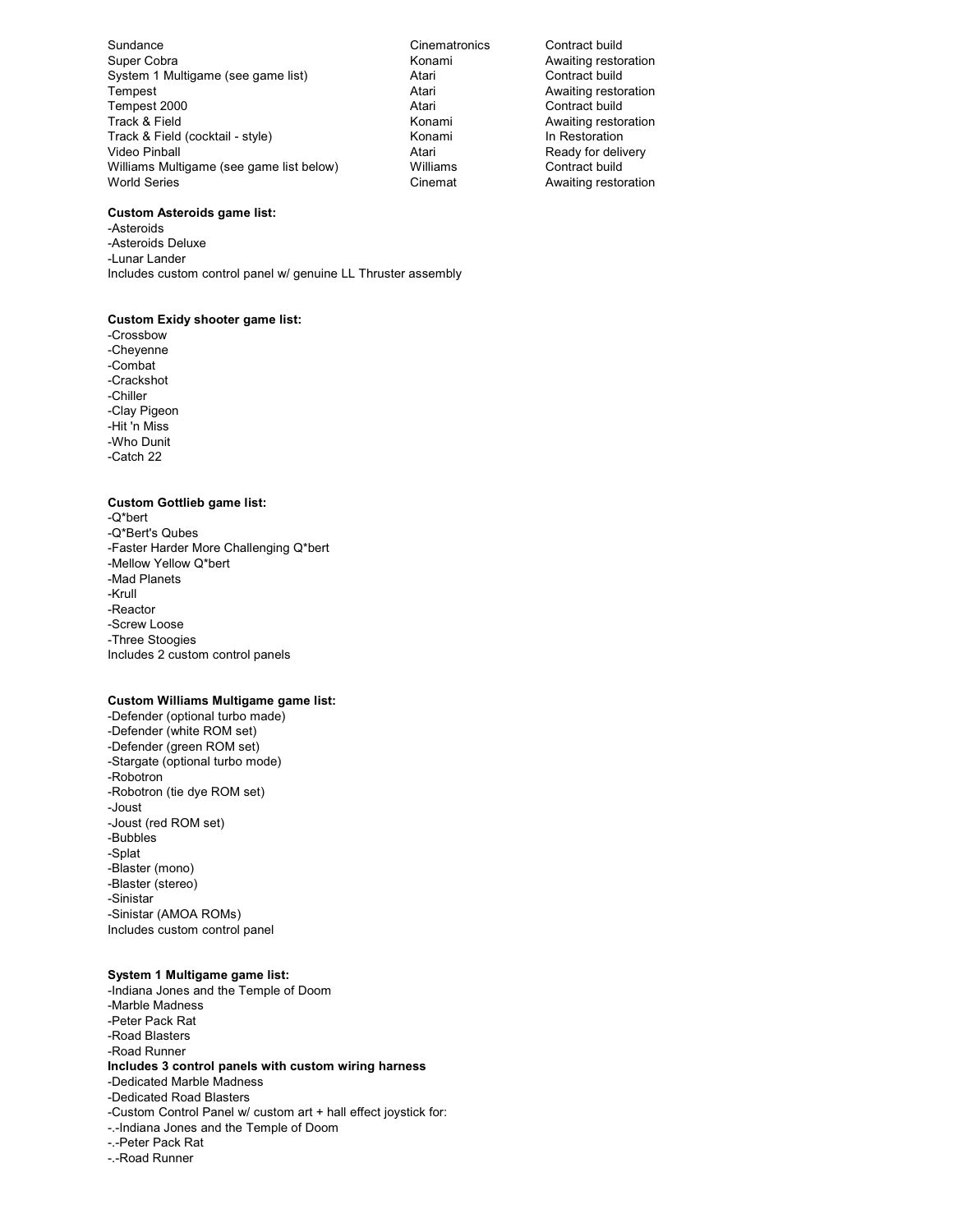| | | |
|---|---|---|
| Sundance | Cinematronics | Contract build |
| Super Cobra | Konami | Awaiting restoration |
| System 1 Multigame (see game list) | Atari | Contract build |
| Tempest | Atari | Awaiting restoration |
| Tempest 2000 | Atari | Contract build |
| Track & Field | Konami | Awaiting restoration |
| Track & Field (cocktail - style) | Konami | In Restoration |
| Video Pinball | Atari | Ready for delivery |
| Williams Multigame (see game list below) | Williams | Contract build |
| World Series | Cinemat | Awaiting restoration |

**Custom Asteroids game list:**

-Asteroids
-Asteroids Deluxe
-Lunar Lander
Includes custom control panel w/ genuine LL Thruster assembly

**Custom Exidy shooter game list:**

-Crossbow
-Cheyenne
-Combat
-Crackshot
-Chiller
-Clay Pigeon
-Hit 'n Miss
-Who Dunit
-Catch 22

**Custom Gottlieb game list:**

-Q*bert
-Q*Bert's Qubes
-Faster Harder More Challenging Q*bert
-Mellow Yellow Q*bert
-Mad Planets
-Krull
-Reactor
-Screw Loose
-Three Stooges
Includes 2 custom control panels

**Custom Williams Multigame game list:**

-Defender (optional turbo made)
-Defender (white ROM set)
-Defender (green ROM set)
-Stargate (optional turbo mode)
-Robotron
-Robotron (tie dye ROM set)
-Joust
-Joust (red ROM set)
-Bubbles
-Splat
-Blaster (mono)
-Blaster (stereo)
-Sinistar
-Sinistar (AMOA ROMs)
Includes custom control panel

**System 1 Multigame game list:**

-Indiana Jones and the Temple of Doom
-Marble Madness
-Peter Pack Rat
-Road Blasters
-Road Runner

**Includes 3 control panels with custom wiring harness**

-Dedicated Marble Madness
-Dedicated Road Blasters
-Custom Control Panel w/ custom art + hall effect joystick for:
-.-Indiana Jones and the Temple of Doom
-.-Peter Pack Rat
-.-Road Runner